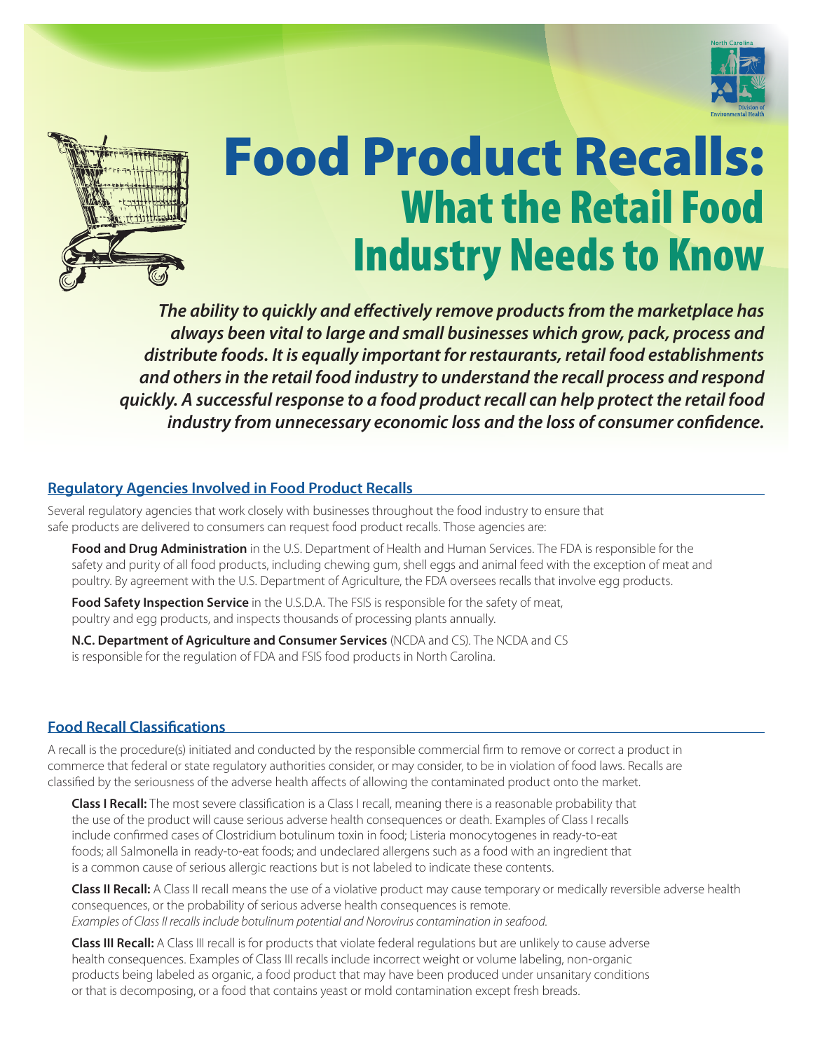# Food Product Recalls: What the Retail Food Industry Needs to Know

***The ability to quickly and effectively remove products from the marketplace has always been vital to large and small businesses which grow, pack, process and distribute foods. It is equally important for restaurants, retail food establishments and others in the retail food industry to understand the recall process and respond quickly. A successful response to a food product recall can help protect the retail food industry from unnecessary economic loss and the loss of consumer confidence.***

## Regulatory Agencies Involved in Food Product Recalls

Several regulatory agencies that work closely with businesses throughout the food industry to ensure that safe products are delivered to consumers can request food product recalls. Those agencies are:

**Food and Drug Administration** in the U.S. Department of Health and Human Services. The FDA is responsible for the safety and purity of all food products, including chewing gum, shell eggs and animal feed with the exception of meat and poultry. By agreement with the U.S. Department of Agriculture, the FDA oversees recalls that involve egg products.

**Food Safety Inspection Service** in the U.S.D.A. The FSIS is responsible for the safety of meat, poultry and egg products, and inspects thousands of processing plants annually.

**N.C. Department of Agriculture and Consumer Services** (NCDA and CS). The NCDA and CS is responsible for the regulation of FDA and FSIS food products in North Carolina.

## Food Recall Classifications

A recall is the procedure(s) initiated and conducted by the responsible commercial firm to remove or correct a product in commerce that federal or state regulatory authorities consider, or may consider, to be in violation of food laws. Recalls are classified by the seriousness of the adverse health affects of allowing the contaminated product onto the market.

**Class I Recall:** The most severe classification is a Class I recall, meaning there is a reasonable probability that the use of the product will cause serious adverse health consequences or death. Examples of Class I recalls include confirmed cases of Clostridium botulinum toxin in food; Listeria monocytogenes in ready-to-eat foods; all Salmonella in ready-to-eat foods; and undeclared allergens such as a food with an ingredient that is a common cause of serious allergic reactions but is not labeled to indicate these contents.

**Class II Recall:** A Class II recall means the use of a violative product may cause temporary or medically reversible adverse health consequences, or the probability of serious adverse health consequences is remote.
*Examples of Class II recalls include botulinum potential and Norovirus contamination in seafood.*

**Class III Recall:** A Class III recall is for products that violate federal regulations but are unlikely to cause adverse health consequences. Examples of Class III recalls include incorrect weight or volume labeling, non-organic products being labeled as organic, a food product that may have been produced under unsanitary conditions or that is decomposing, or a food that contains yeast or mold contamination except fresh breads.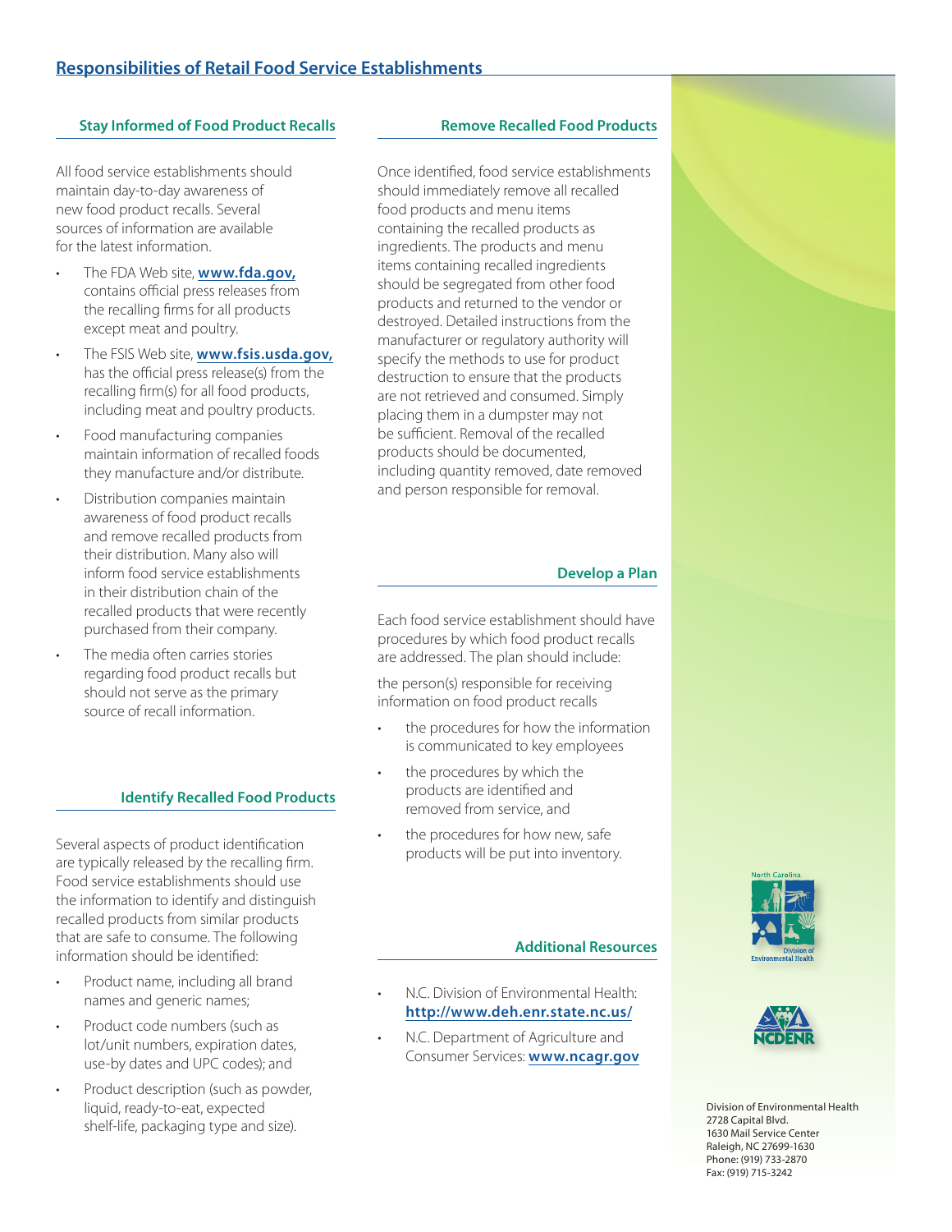## Responsibilities of Retail Food Service Establishments

### Stay Informed of Food Product Recalls

All food service establishments should maintain day-to-day awareness of new food product recalls. Several sources of information are available for the latest information.

- The FDA Web site, **www.fda.gov,** contains official press releases from the recalling firms for all products except meat and poultry.
- The FSIS Web site, **www.fsis.usda.gov,** has the official press release(s) from the recalling firm(s) for all food products, including meat and poultry products.
- Food manufacturing companies maintain information of recalled foods they manufacture and/or distribute.
- Distribution companies maintain awareness of food product recalls and remove recalled products from their distribution. Many also will inform food service establishments in their distribution chain of the recalled products that were recently purchased from their company.
- The media often carries stories regarding food product recalls but should not serve as the primary source of recall information.

### Identify Recalled Food Products

Several aspects of product identification are typically released by the recalling firm. Food service establishments should use the information to identify and distinguish recalled products from similar products that are safe to consume. The following information should be identified:

- Product name, including all brand names and generic names;
- Product code numbers (such as lot/unit numbers, expiration dates, use-by dates and UPC codes); and
- Product description (such as powder, liquid, ready-to-eat, expected shelf-life, packaging type and size).

### Remove Recalled Food Products

Once identified, food service establishments should immediately remove all recalled food products and menu items containing the recalled products as ingredients. The products and menu items containing recalled ingredients should be segregated from other food products and returned to the vendor or destroyed. Detailed instructions from the manufacturer or regulatory authority will specify the methods to use for product destruction to ensure that the products are not retrieved and consumed. Simply placing them in a dumpster may not be sufficient. Removal of the recalled products should be documented, including quantity removed, date removed and person responsible for removal.

### Develop a Plan

Each food service establishment should have procedures by which food product recalls are addressed. The plan should include:

the person(s) responsible for receiving information on food product recalls

- the procedures for how the information is communicated to key employees
- the procedures by which the products are identified and removed from service, and
- the procedures for how new, safe products will be put into inventory.

### Additional Resources

- N.C. Division of Environmental Health: **http://www.deh.enr.state.nc.us/**
- N.C. Department of Agriculture and Consumer Services: **www.ncagr.gov**

North Carolina Division of Environmental Health

NCDENR

Division of Environmental Health
2728 Capital Blvd.
1630 Mail Service Center
Raleigh, NC 27699-1630
Phone: (919) 733-2870
Fax: (919) 715-3242